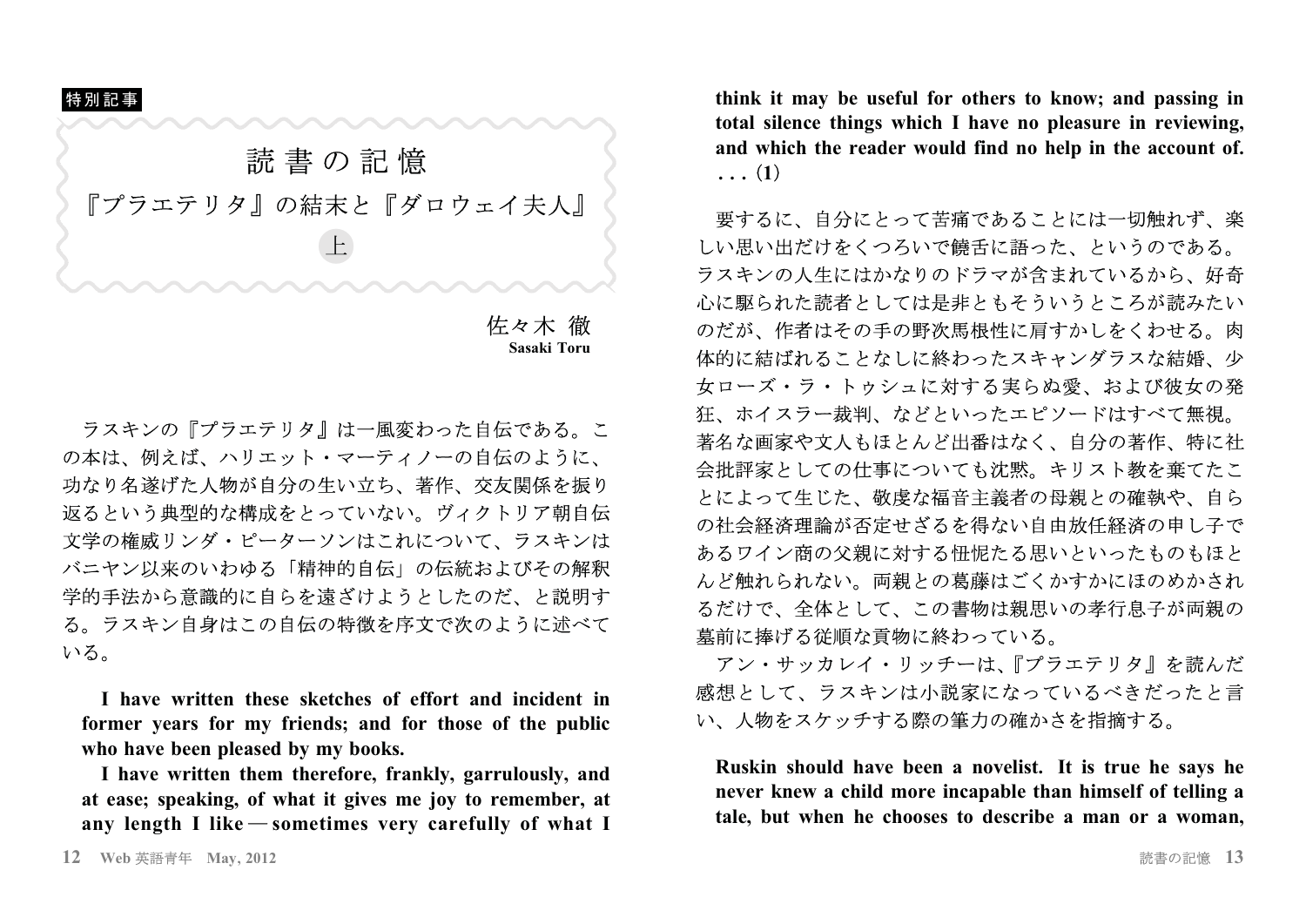特別記事

# 読書の記憶

## 『プラエテリタ』の結末と『ダロウェイ夫人』

### 上

佐々木 徹
Sasaki Toru

ラスキンの『プラエテリタ』は一風変わった自伝である。この本は、例えば、ハリエット・マーティノーの自伝のように、功なり名遂げた人物が自分の生い立ち、著作、交友関係を振り返るという典型的な構成をとっていない。ヴィクトリア朝自伝文学の権威リンダ・ピーターソンはこれについて、ラスキンはバニヤン以来のいわゆる「精神的自伝」の伝統およびその解釈学的手法から意識的に自らを遠ざけようとしたのだ、と説明する。ラスキン自身はこの自伝の特徴を序文で次のように述べている。

> **I have written these sketches of effort and incident in former years for my friends; and for those of the public who have been pleased by my books.**
>
> **I have written them therefore, frankly, garrulously, and at ease; speaking, of what it gives me joy to remember, at any length I like — sometimes very carefully of what I think it may be useful for others to know; and passing in total silence things which I have no pleasure in reviewing, and which the reader would find no help in the account of. . . . (1)**

要するに、自分にとって苦痛であることには一切触れず、楽しい思い出だけをくつろいで饒舌に語った、というのである。ラスキンの人生にはかなりのドラマが含まれているから、好奇心に駆られた読者としては是非ともそういうところが読みたいのだが、作者はその手の野次馬根性に肩すかしをくわせる。肉体的に結ばれることなしに終わったスキャンダラスな結婚、少女ローズ・ラ・トゥシュに対する実らぬ愛、および彼女の発狂、ホイスラー裁判、などといったエピソードはすべて無視。著名な画家や文人もほとんど出番はなく、自分の著作、特に社会批評家としての仕事についても沈黙。キリスト教を棄てたことによって生じた、敬虔な福音主義者の母親との確執や、自らの社会経済理論が否定せざるを得ない自由放任経済の申し子であるワイン商の父親に対する忸怩たる思いといったものもほとんど触れられない。両親との葛藤はごくかすかにほのめかされるだけで、全体として、この書物は親思いの孝行息子が両親の墓前に捧げる従順な貢物に終わっている。

アン・サッカレイ・リッチーは、『プラエテリタ』を読んだ感想として、ラスキンは小説家になっているべきだったと言い、人物をスケッチする際の筆力の確かさを指摘する。

> **Ruskin should have been a novelist. It is true he says he never knew a child more incapable than himself of telling a tale, but when he chooses to describe a man or a woman,**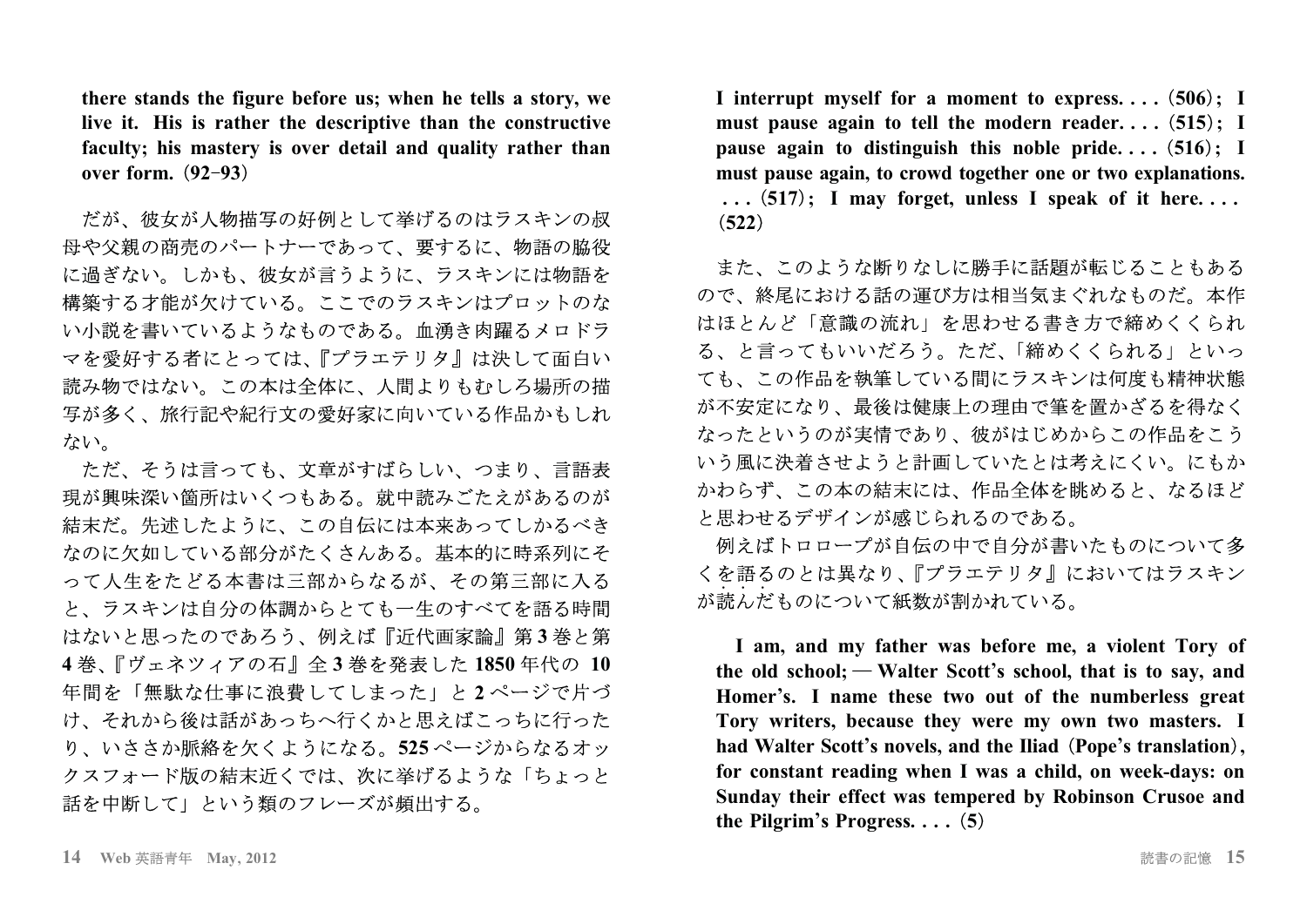**there stands the figure before us; when he tells a story, we live it. His is rather the descriptive than the constructive faculty; his mastery is over detail and quality rather than over form.（92–93）**

だが、彼女が人物描写の好例として挙げるのはラスキンの叔母や父親の商売のパートナーであって、要するに、物語の脇役に過ぎない。しかも、彼女が言うように、ラスキンには物語を構築する才能が欠けている。ここでのラスキンはプロットのない小説を書いているようなものである。血湧き肉躍るメロドラマを愛好する者にとっては、『プラエテリタ』は決して面白い読み物ではない。この本は全体に、人間よりもむしろ場所の描写が多く、旅行記や紀行文の愛好家に向いている作品かもしれない。

ただ、そうは言っても、文章がすばらしい、つまり、言語表現が興味深い箇所はいくつもある。就中読みごたえがあるのが結末だ。先述したように、この自伝には本来あってしかるべきなのに欠如している部分がたくさんある。基本的に時系列にそって人生をたどる本書は三部からなるが、その第三部に入ると、ラスキンは自分の体調からとても一生のすべてを語る時間はないと思ったのであろう、例えば『近代画家論』第**3**巻と第**4**巻、『ヴェネツィアの石』全**3**巻を発表した**1850**年代の **10**年間を「無駄な仕事に浪費してしまった」と**2**ページで片づけ、それから後は話があっちへ行くかと思えばこっちに行ったり、いささか脈絡を欠くようになる。**525**ページからなるオックスフォード版の結末近くでは、次に挙げるような「ちょっと話を中断して」という類のフレーズが頻出する。

**I interrupt myself for a moment to express. . . .（506）; I must pause again to tell the modern reader. . . .（515）; I pause again to distinguish this noble pride. . . .（516）; I must pause again, to crowd together one or two explanations. . . .（517）; I may forget, unless I speak of it here. . . .（522）**

また、このような断りなしに勝手に話題が転じることもあるので、終尾における話の運び方は相当気まぐれなものだ。本作はほとんど「意識の流れ」を思わせる書き方で締めくくられる、と言ってもいいだろう。ただ、「締めくくられる」といっても、この作品を執筆している間にラスキンは何度も精神状態が不安定になり、最後は健康上の理由で筆を置かざるを得なくなったというのが実情であり、彼がはじめからこの作品をこういう風に決着させようと計画していたとは考えにくい。にもかかわらず、この本の結末には、作品全体を眺めると、なるほどと思わせるデザインが感じられるのである。

例えばトロロープが自伝の中で自分が書いたものについて多くを語るのとは異なり、『プラエテリタ』においてはラスキンが読んだものについて紙数が割かれている。

**I am, and my father was before me, a violent Tory of the old school; — Walter Scott's school, that is to say, and Homer's. I name these two out of the numberless great Tory writers, because they were my own two masters. I had Walter Scott's novels, and the Iliad（Pope's translation）, for constant reading when I was a child, on week-days: on Sunday their effect was tempered by Robinson Crusoe and the Pilgrim's Progress. . . .（5）**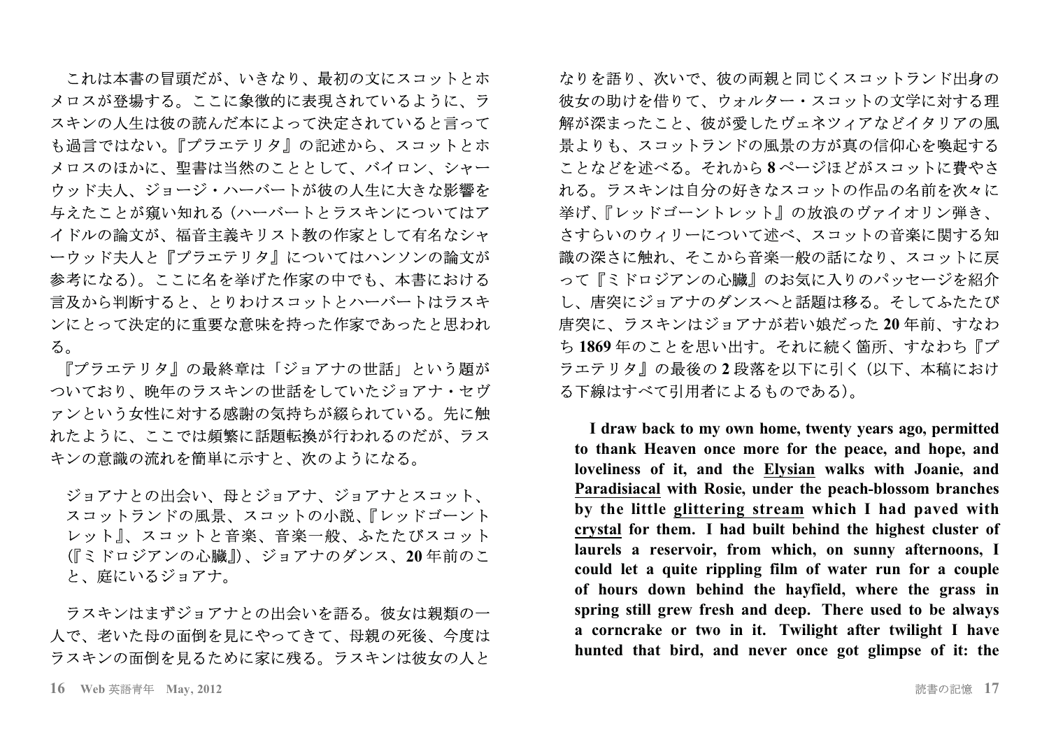これは本書の冒頭だが、いきなり、最初の文にスコットとホメロスが登場する。ここに象徴的に表現されているように、ラスキンの人生は彼の読んだ本によって決定されていると言っても過言ではない。『プラエテリタ』の記述から、スコットとホメロスのほかに、聖書は当然のこととして、バイロン、シャーウッド夫人、ジョージ・ハーバートが彼の人生に大きな影響を与えたことが窺い知れる（ハーバートとラスキンについてはアイドルの論文が、福音主義キリスト教の作家として有名なシャーウッド夫人と『プラエテリタ』についてはハンソンの論文が参考になる）。ここに名を挙げた作家の中でも、本書における言及から判断すると、とりわけスコットとハーバートはラスキンにとって決定的に重要な意味を持った作家であったと思われる。

『プラエテリタ』の最終章は「ジョアナの世話」という題がついており、晩年のラスキンの世話をしていたジョアナ・セヴァンという女性に対する感謝の気持ちが綴られている。先に触れたように、ここでは頻繁に話題転換が行われるのだが、ラスキンの意識の流れを簡単に示すと、次のようになる。

> ジョアナとの出会い、母とジョアナ、ジョアナとスコット、スコットランドの風景、スコットの小説、『レッドゴーントレット』、スコットと音楽、音楽一般、ふたたびスコット（『ミドロジアンの心臓』）、ジョアナのダンス、**20** 年前のこと、庭にいるジョアナ。

ラスキンはまずジョアナとの出会いを語る。彼女は親類の一人で、老いた母の面倒を見にやってきて、母親の死後、今度はラスキンの面倒を見るために家に残る。ラスキンは彼女の人となりを語り、次いで、彼の両親と同じくスコットランド出身の彼女の助けを借りて、ウォルター・スコットの文学に対する理解が深まったこと、彼が愛したヴェネツィアなどイタリアの風景よりも、スコットランドの風景の方が真の信仰心を喚起することなどを述べる。それから **8** ページほどがスコットに費やされる。ラスキンは自分の好きなスコットの作品の名前を次々に挙げ、『レッドゴーントレット』の放浪のヴァイオリン弾き、さすらいのウィリーについて述べ、スコットの音楽に関する知識の深さに触れ、そこから音楽一般の話になり、スコットに戻って『ミドロジアンの心臓』のお気に入りのパッセージを紹介し、唐突にジョアナのダンスへと話題は移る。そしてふたたび唐突に、ラスキンはジョアナが若い娘だった **20** 年前、すなわち **1869** 年のことを思い出す。それに続く箇所、すなわち『プラエテリタ』の最後の **2** 段落を以下に引く（以下、本稿における下線はすべて引用者によるものである）。

> **I draw back to my own home, twenty years ago, permitted to thank Heaven once more for the peace, and hope, and loveliness of it, and the <u>Elysian</u> walks with Joanie, and <u>Paradisiacal</u> with Rosie, under the peach-blossom branches by the little <u>glittering stream</u> which I had paved with <u>crystal</u> for them. I had built behind the highest cluster of laurels a reservoir, from which, on sunny afternoons, I could let a quite rippling film of water run for a couple of hours down behind the hayfield, where the grass in spring still grew fresh and deep. There used to be always a corncrake or two in it. Twilight after twilight I have hunted that bird, and never once got glimpse of it: the**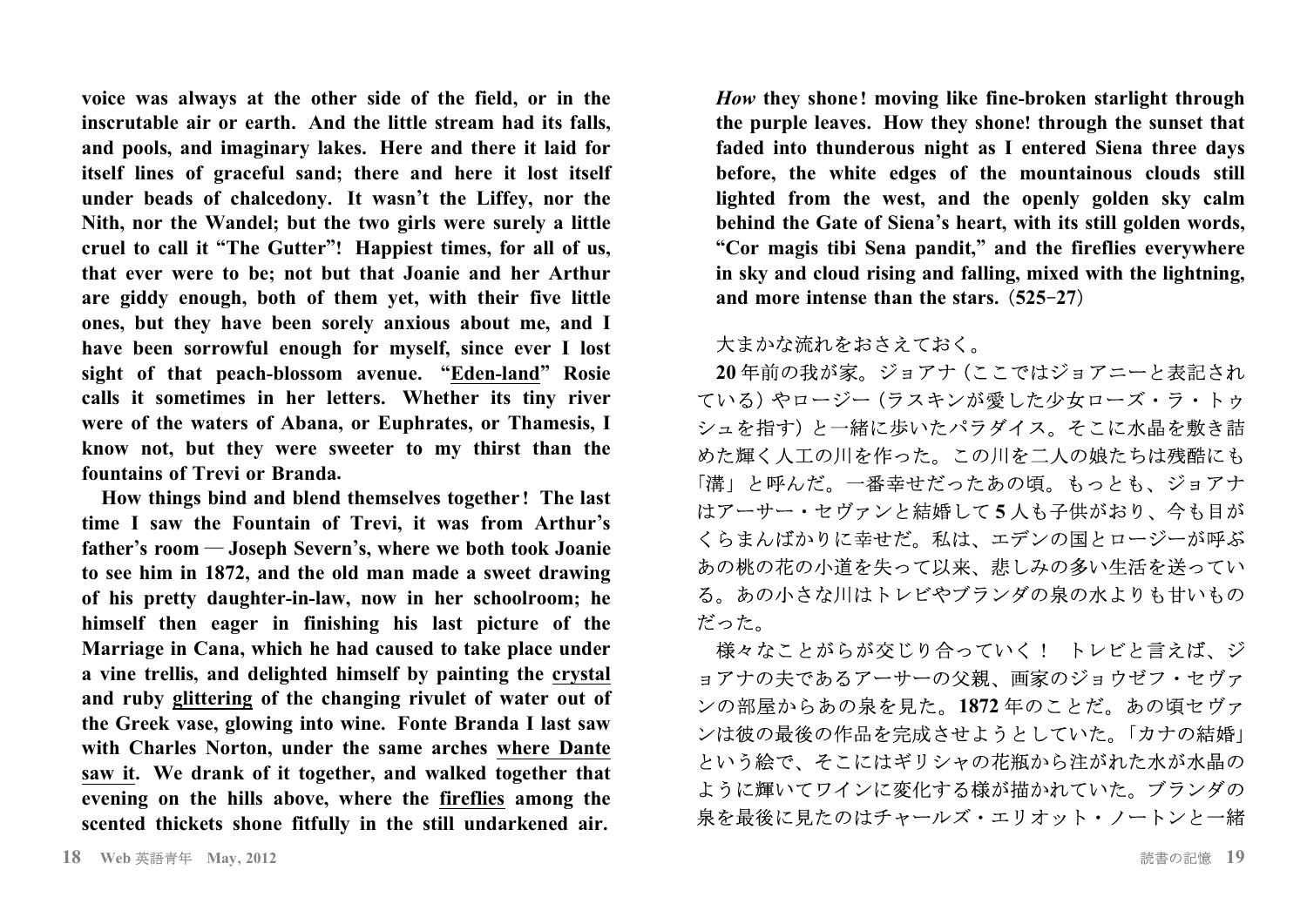**voice was always at the other side of the field, or in the inscrutable air or earth. And the little stream had its falls, and pools, and imaginary lakes. Here and there it laid for itself lines of graceful sand; there and here it lost itself under beads of chalcedony. It wasn't the Liffey, nor the Nith, nor the Wandel; but the two girls were surely a little cruel to call it "The Gutter"! Happiest times, for all of us, that ever were to be; not but that Joanie and her Arthur are giddy enough, both of them yet, with their five little ones, but they have been sorely anxious about me, and I have been sorrowful enough for myself, since ever I lost sight of that peach-blossom avenue. "<u>Eden-land</u>" Rosie calls it sometimes in her letters. Whether its tiny river were of the waters of Abana, or Euphrates, or Thamesis, I know not, but they were sweeter to my thirst than the fountains of Trevi or Branda.**

**How things bind and blend themselves together! The last time I saw the Fountain of Trevi, it was from Arthur's father's room — Joseph Severn's, where we both took Joanie to see him in 1872, and the old man made a sweet drawing of his pretty daughter-in-law, now in her schoolroom; he himself then eager in finishing his last picture of the Marriage in Cana, which he had caused to take place under a vine trellis, and delighted himself by painting the <u>crystal</u> and ruby <u>glittering</u> of the changing rivulet of water out of the Greek vase, glowing into wine. Fonte Branda I last saw with Charles Norton, under the same arches <u>where Dante saw it</u>. We drank of it together, and walked together that evening on the hills above, where the <u>fireflies</u> among the scented thickets shone fitfully in the still undarkened air.** ***How*** **they shone! moving like fine-broken starlight through the purple leaves. How they shone! through the sunset that faded into thunderous night as I entered Siena three days before, the white edges of the mountainous clouds still lighted from the west, and the openly golden sky calm behind the Gate of Siena's heart, with its still golden words, "Cor magis tibi Sena pandit," and the fireflies everywhere in sky and cloud rising and falling, mixed with the lightning, and more intense than the stars. (525–27)**

大まかな流れをおさえておく。

**20**年前の我が家。ジョアナ（ここではジョアニーと表記されている）やロージー（ラスキンが愛した少女ローズ・ラ・トゥシュを指す）と一緒に歩いたパラダイス。そこに水晶を敷き詰めた輝く人工の川を作った。この川を二人の娘たちは残酷にも「溝」と呼んだ。一番幸せだったあの頃。もっとも、ジョアナはアーサー・セヴァンと結婚して**5**人も子供がおり、今も目がくらまんばかりに幸せだ。私は、エデンの国とロージーが呼ぶあの桃の花の小道を失って以来、悲しみの多い生活を送っている。あの小さな川はトレビやブランダの泉の水よりも甘いものだった。

様々なことがらが交じり合っていく！ トレビと言えば、ジョアナの夫であるアーサーの父親、画家のジョウゼフ・セヴァンの部屋からあの泉を見た。**1872**年のことだ。あの頃セヴァンは彼の最後の作品を完成させようとしていた。「カナの結婚」という絵で、そこにはギリシャの花瓶から注がれた水が水晶のように輝いてワインに変化する様が描かれていた。ブランダの泉を最後に見たのはチャールズ・エリオット・ノートンと一緒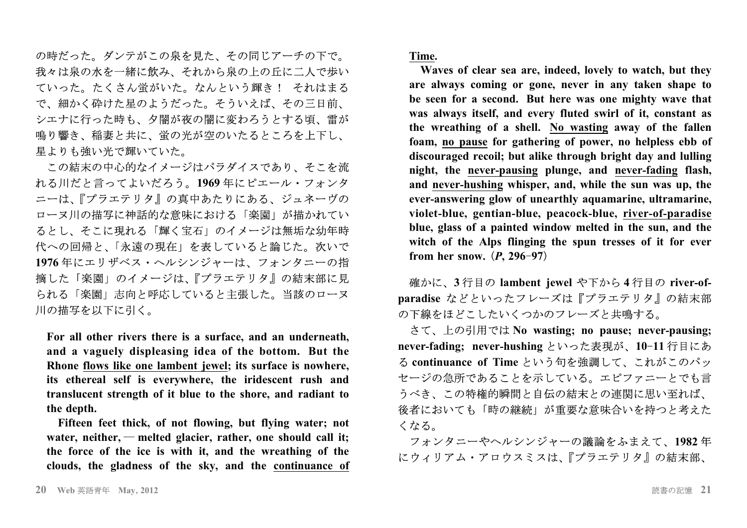の時だった。ダンテがこの泉を見た、その同じアーチの下で。我々は泉の水を一緒に飲み、それから泉の上の丘に二人で歩いていった。たくさん蛍がいた。なんという輝き！ それはまるで、細かく砕けた星のようだった。そういえば、その三日前、シエナに行った時も、夕闇が夜の闇に変わろうとする頃、雷が鳴り響き、稲妻と共に、蛍の光が空のいたるところを上下し、星よりも強い光で輝いていた。

この結末の中心的なイメージはパラダイスであり、そこを流れる川だと言ってよいだろう。**1969** 年にピエール・フォンタニーは、『プラエテリタ』の真中あたりにある、ジュネーヴのローヌ川の描写に神話的な意味における「楽園」が描かれているとし、そこに現れる「輝く宝石」のイメージは無垢な幼年時代への回帰と、「永遠の現在」を表していると論じた。次いで **1976** 年にエリザベス・ヘルシンジャーは、フォンタニーの指摘した「楽園」のイメージは、『プラエテリタ』の結末部に見られる「楽園」志向と呼応していると主張した。当該のローヌ川の描写を以下に引く。

> **For all other rivers there is a surface, and an underneath, and a vaguely displeasing idea of the bottom. But the Rhone <u>flows like one lambent jewel</u>; its surface is nowhere, its ethereal self is everywhere, the iridescent rush and translucent strength of it blue to the shore, and radiant to the depth.**
>
> **Fifteen feet thick, of not flowing, but flying water; not water, neither, — melted glacier, rather, one should call it; the force of the ice is with it, and the wreathing of the clouds, the gladness of the sky, and the <u>continuance of Time</u>.**
>
> **Waves of clear sea are, indeed, lovely to watch, but they are always coming or gone, never in any taken shape to be seen for a second. But here was one mighty wave that was always itself, and every fluted swirl of it, constant as the wreathing of a shell. <u>No wasting</u> away of the fallen foam, <u>no pause</u> for gathering of power, no helpless ebb of discouraged recoil; but alike through bright day and lulling night, the <u>never-pausing</u> plunge, and <u>never-fading</u> flash, and <u>never-hushing</u> whisper, and, while the sun was up, the ever-answering glow of unearthly aquamarine, ultramarine, violet-blue, gentian-blue, peacock-blue, <u>river-of-paradise</u> blue, glass of a painted window melted in the sun, and the witch of the Alps flinging the spun tresses of it for ever from her snow.（*P*, 296–97）**

確かに、**3** 行目の **lambent jewel** や下から **4** 行目の **river-of-paradise** などといったフレーズは『プラエテリタ』の結末部の下線をほどこしたいくつかのフレーズと共鳴する。

さて、上の引用では **No wasting; no pause; never-pausing; never-fading; never-hushing** といった表現が、**10–11** 行目にある **continuance of Time** という句を強調して、これがこのパッセージの急所であることを示している。エピファニーとでも言うべき、この特権的瞬間と自伝の結末との連関に思い至れば、後者においても「時の継続」が重要な意味合いを持つと考えたくなる。

フォンタニーやヘルシンジャーの議論をふまえて、**1982** 年にウィリアム・アロウスミスは、『プラエテリタ』の結末部、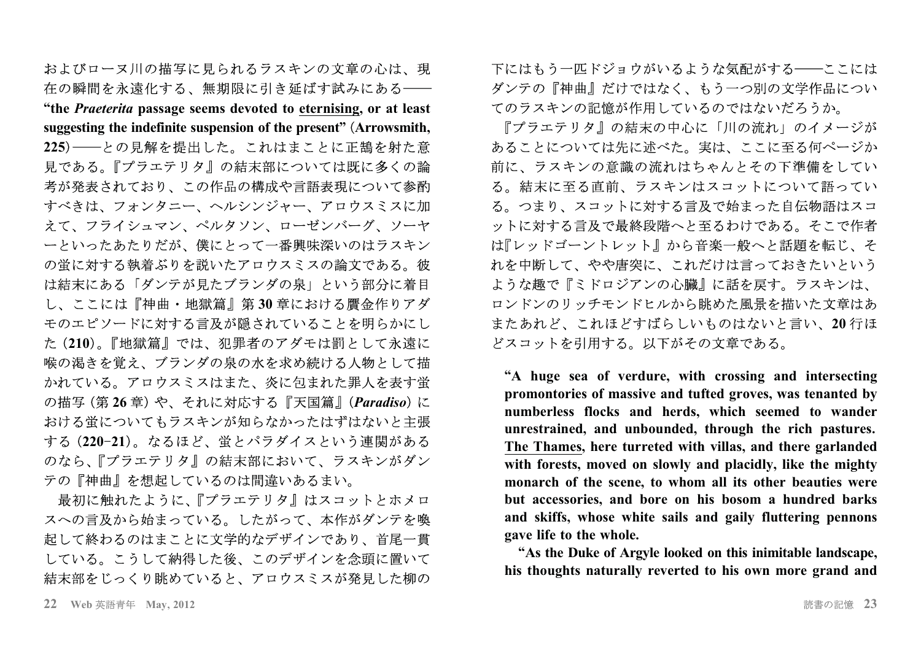およびローヌ川の描写に見られるラスキンの文章の心は、現在の瞬間を永遠化する、無期限に引き延ばす試みにある――**"the *Praeterita* passage seems devoted to eternising, or at least suggesting the indefinite suspension of the present" (Arrowsmith, 225)**――との見解を提出した。これはまことに正鵠を射た意見である。『プラエテリタ』の結末部については既に多くの論考が発表されており、この作品の構成や言語表現について参酌すべきは、フォンタニー、ヘルシンジャー、アロウスミスに加えて、フライシュマン、ペルタソン、ローゼンバーグ、ソーヤーといったあたりだが、僕にとって一番興味深いのはラスキンの蛍に対する執着ぶりを説いたアロウスミスの論文である。彼は結末にある「ダンテが見たブランダの泉」という部分に着目し、ここには『神曲・地獄篇』第**30**章における贋金作りアダモのエピソードに対する言及が隠されていることを明らかにした (**210**)。『地獄篇』では、犯罪者のアダモは罰として永遠に喉の渇きを覚え、ブランダの泉の水を求め続ける人物として描かれている。アロウスミスはまた、炎に包まれた罪人を表す蛍の描写 (第**26**章) や、それに対応する『天国篇』(***Paradiso***) における蛍についてもラスキンが知らなかったはずはないと主張する (**220–21**)。なるほど、蛍とパラダイスという連関があるのなら、『プラエテリタ』の結末部において、ラスキンがダンテの『神曲』を想起しているのは間違いあるまい。

最初に触れたように、『プラエテリタ』はスコットとホメロスへの言及から始まっている。したがって、本作がダンテを喚起して終わるのはまことに文学的なデザインであり、首尾一貫している。こうして納得した後、このデザインを念頭に置いて結末部をじっくり眺めていると、アロウスミスが発見した柳の下にはもう一匹ドジョウがいるような気配がする――ここにはダンテの『神曲』だけではなく、もう一つ別の文学作品についてのラスキンの記憶が作用しているのではないだろうか。

『プラエテリタ』の結末の中心に「川の流れ」のイメージがあることについては先に述べた。実は、ここに至る何ページか前に、ラスキンの意識の流れはちゃんとその下準備をしている。結末に至る直前、ラスキンはスコットについて語っている。つまり、スコットに対する言及で始まった自伝物語はスコットに対する言及で最終段階へと至るわけである。そこで作者は『レッドゴーントレット』から音楽一般へと話題を転じ、それを中断して、やや唐突に、これだけは言っておきたいというような趣で『ミドロジアンの心臓』に話を戻す。ラスキンは、ロンドンのリッチモンドヒルから眺めた風景を描いた文章はあまたあれど、これほどすばらしいものはないと言い、**20**行ほどスコットを引用する。以下がその文章である。

> **"A huge sea of verdure, with crossing and intersecting promontories of massive and tufted groves, was tenanted by numberless flocks and herds, which seemed to wander unrestrained, and unbounded, through the rich pastures. <u>The Thames</u>, here turreted with villas, and there garlanded with forests, moved on slowly and placidly, like the mighty monarch of the scene, to whom all its other beauties were but accessories, and bore on his bosom a hundred barks and skiffs, whose white sails and gaily fluttering pennons gave life to the whole.**
>
> **"As the Duke of Argyle looked on this inimitable landscape, his thoughts naturally reverted to his own more grand and**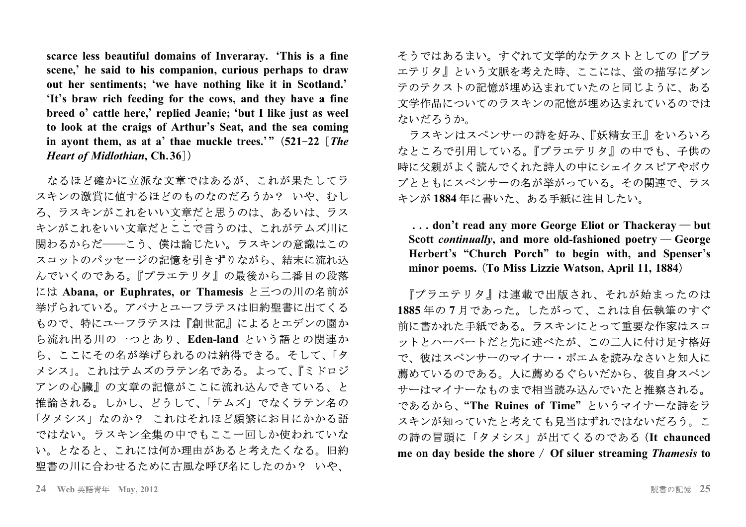**scarce less beautiful domains of Inveraray. 'This is a fine scene,' he said to his companion, curious perhaps to draw out her sentiments; 'we have nothing like it in Scotland.' 'It's braw rich feeding for the cows, and they have a fine breed o' cattle here,' replied Jeanie; 'but I like just as weel to look at the craigs of Arthur's Seat, and the sea coming in ayont them, as at a' thae muckle trees.'"**（**521–22**［***The Heart of Midlothian*, Ch.36**］）

なるほど確かに立派な文章ではあるが、これが果たしてラスキンの激賞に値するほどのものなのだろうか？　いや、むしろ、ラスキンがこれをいい文章だと思うのは、あるいは、ラスキンがこれをいい文章だとここで言うのは、これがテムズ川に関わるからだ——こう、僕は論じたい。ラスキンの意識はこのスコットのパッセージの記憶を引きずりながら、結末に流れ込んでいくのである。『プラエテリタ』の最後から二番目の段落には **Abana, or Euphrates, or Thamesis** と三つの川の名前が挙げられている。アバナとユーフラテスは旧約聖書に出てくるもので、特にユーフラテスは『創世記』によるとエデンの園から流れ出る川の一つとあり、**Eden-land** という語との関連から、ここにその名が挙げられるのは納得できる。そして、「タメシス」。これはテムズのラテン名である。よって、『ミドロジアンの心臓』の文章の記憶がここに流れ込んできている、と推論される。しかし、どうして、「テムズ」でなくラテン名の「タメシス」なのか？　これはそれほど頻繁にお目にかかる語ではない。ラスキン全集の中でもここ一回しか使われていない。となると、これには何か理由があると考えたくなる。旧約聖書の川に合わせるために古風な呼び名にしたのか？　いや、そうではあるまい。すぐれて文学的なテクストとしての『プラエテリタ』という文脈を考えた時、ここには、蛍の描写にダンテのテクストの記憶が埋め込まれていたのと同じように、ある文学作品についてのラスキンの記憶が埋め込まれているのではないだろうか。

ラスキンはスペンサーの詩を好み、『妖精女王』をいろいろなところで引用している。『プラエテリタ』の中でも、子供の時に父親がよく読んでくれた詩人の中にシェイクスピアやポウプとともにスペンサーの名が挙がっている。その関連で、ラスキンが **1884** 年に書いた、ある手紙に注目したい。

> **. . . don't read any more George Eliot or Thackeray — but Scott *continually*, and more old-fashioned poetry — George Herbert's "Church Porch" to begin with, and Spenser's minor poems.**（**To Miss Lizzie Watson, April 11, 1884**）

『プラエテリタ』は連載で出版され、それが始まったのは **1885** 年の **7** 月であった。したがって、これは自伝執筆のすぐ前に書かれた手紙である。ラスキンにとって重要な作家はスコットとハーバートだと先に述べたが、この二人に付け足す格好で、彼はスペンサーのマイナー・ポエムを読みなさいと知人に薦めているのである。人に薦めるぐらいだから、彼自身スペンサーはマイナーなものまで相当読み込んでいたと推察される。であるから、**"The Ruines of Time"** というマイナーな詩をラスキンが知っていたと考えても見当はずれではないだろう。この詩の冒頭に「タメシス」が出てくるのである（**It chaunced me on day beside the shore ／ Of siluer streaming *Thamesis* to**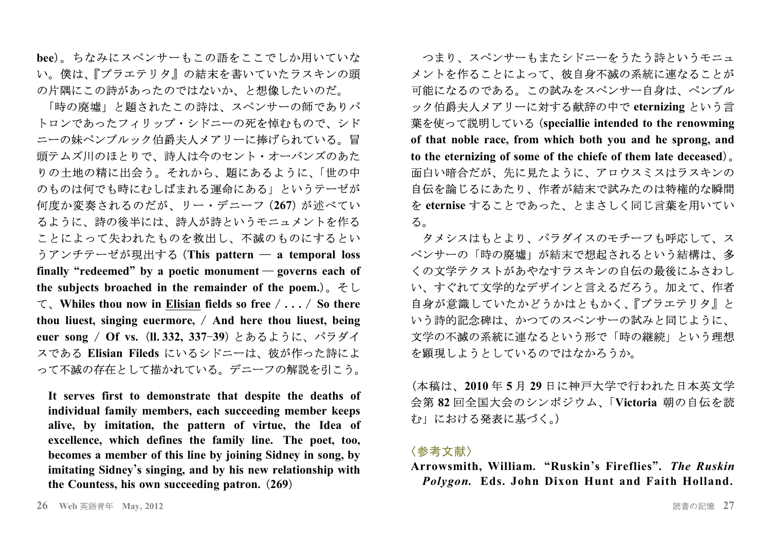bee)。ちなみにスペンサーもこの語をここでしか用いていない。僕は、『プラエテリタ』の結末を書いていたラスキンの頭の片隅にこの詩があったのではないか、と想像したいのだ。

「時の廃墟」と題されたこの詩は、スペンサーの師でありパトロンであったフィリップ・シドニーの死を悼むもので、シドニーの妹ペンブルック伯爵夫人メアリーに捧げられている。冒頭テムズ川のほとりで、詩人は今のセント・オーバンズのあたりの土地の精に出会う。それから、題にあるように、「世の中のものは何でも時にむしばまれる運命にある」というテーゼが何度か変奏されるのだが、リー・デニーフ(**267**)が述べているように、詩の後半には、詩人が詩というモニュメントを作ることによって失われたものを救出し、不滅のものにするというアンチテーゼが現出する(**This pattern — a temporal loss finally "redeemed" by a poetic monument — governs each of the subjects broached in the remainder of the poem.**)。そして、**Whiles thou now in <u>Elisian</u> fields so free / . . . / So there thou liuest, singing euermore, / And here thou liuest, being euer song / Of vs.**(**ll. 332, 337–39**)とあるように、パラダイスである **Elisian Fileds** にいるシドニーは、彼が作った詩によって不滅の存在として描かれている。デニーフの解説を引こう。

> **It serves first to demonstrate that despite the deaths of individual family members, each succeeding member keeps alive, by imitation, the pattern of virtue, the Idea of excellence, which defines the family line. The poet, too, becomes a member of this line by joining Sidney in song, by imitating Sidney's singing, and by his new relationship with the Countess, his own succeeding patron.**(**269**)

つまり、スペンサーもまたシドニーをうたう詩というモニュメントを作ることによって、彼自身不滅の系統に連なることが可能になるのである。この試みをスペンサー自身は、ペンブルック伯爵夫人メアリーに対する献辞の中で **eternizing** という言葉を使って説明している(**speciallie intended to the renowming of that noble race, from which both you and he sprong, and to the eternizing of some of the chiefe of them late deceased**)。面白い暗合だが、先に見たように、アロウスミスはラスキンの自伝を論じるにあたり、作者が結末で試みたのは特権的な瞬間を **eternise** することであった、とまさしく同じ言葉を用いている。

タメシスはもとより、パラダイスのモチーフも呼応して、スペンサーの「時の廃墟」が結末で想起されるという結構は、多くの文学テクストがあやなすラスキンの自伝の最後にふさわしい、すぐれて文学的なデザインと言えるだろう。加えて、作者自身が意識していたかどうかはともかく、『プラエテリタ』という詩的記念碑は、かつてのスペンサーの試みと同じように、文学の不滅の系統に連なるという形で「時の継続」という理想を顕現しようとしているのではなかろうか。

(本稿は、**2010** 年 **5** 月 **29** 日に神戸大学で行われた日本英文学会第 **82** 回全国大会のシンポジウム、「**Victoria** 朝の自伝を読む」における発表に基づく。)

## 〈参考文献〉

**Arrowsmith, William. "Ruskin's Fireflies".** ***The Ruskin Polygon.*** **Eds. John Dixon Hunt and Faith Holland.**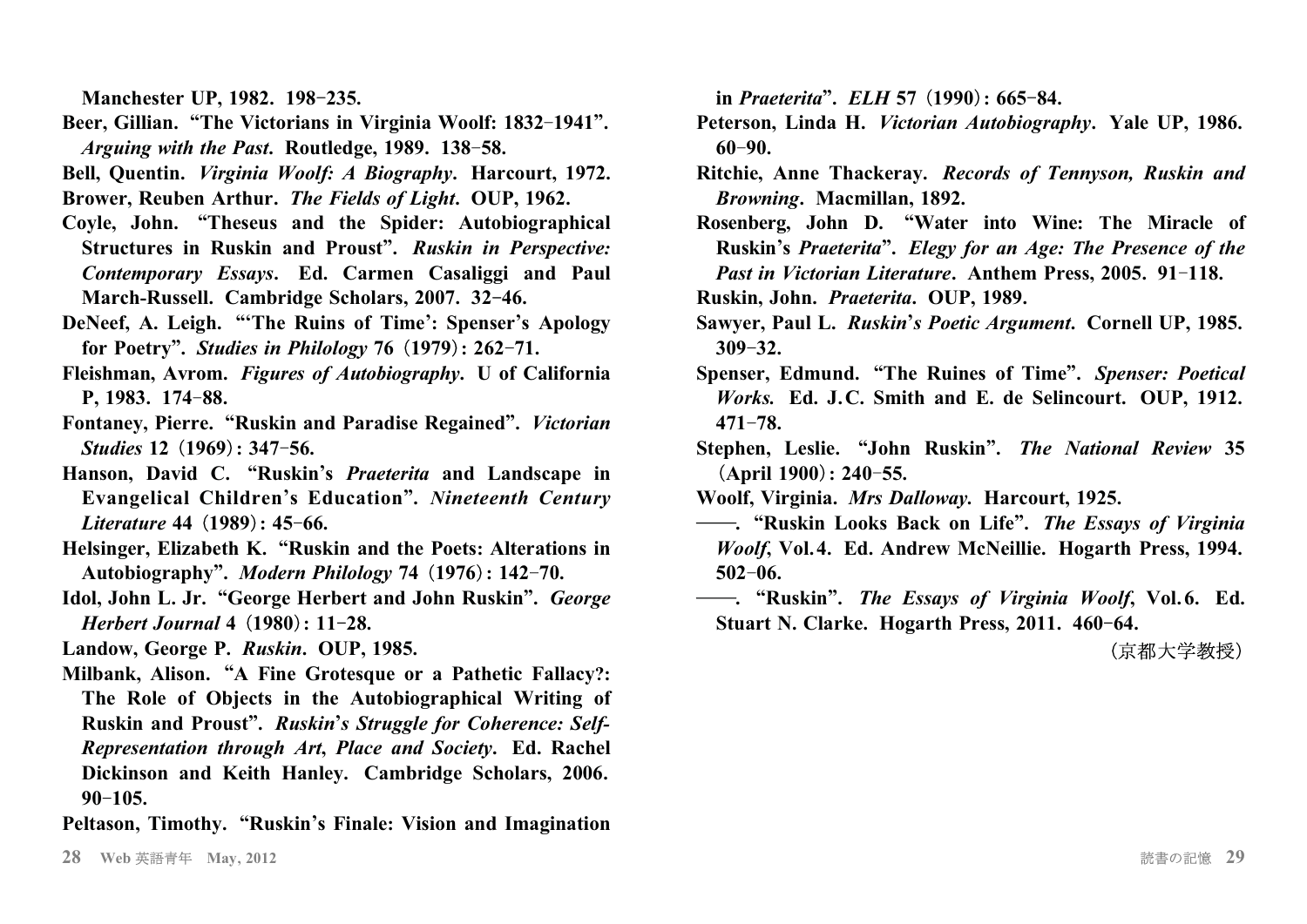Manchester UP, 1982. 198–235.

Beer, Gillian. "The Victorians in Virginia Woolf: 1832–1941". *Arguing with the Past*. Routledge, 1989. 138–58.

Bell, Quentin. *Virginia Woolf: A Biography*. Harcourt, 1972.

Brower, Reuben Arthur. *The Fields of Light*. OUP, 1962.

Coyle, John. "Theseus and the Spider: Autobiographical Structures in Ruskin and Proust". *Ruskin in Perspective: Contemporary Essays*. Ed. Carmen Casaliggi and Paul March-Russell. Cambridge Scholars, 2007. 32–46.

DeNeef, A. Leigh. "'The Ruins of Time': Spenser's Apology for Poetry". *Studies in Philology* 76 (1979): 262–71.

Fleishman, Avrom. *Figures of Autobiography*. U of California P, 1983. 174–88.

Fontaney, Pierre. "Ruskin and Paradise Regained". *Victorian Studies* 12 (1969): 347–56.

Hanson, David C. "Ruskin's *Praeterita* and Landscape in Evangelical Children's Education". *Nineteenth Century Literature* 44 (1989): 45–66.

Helsinger, Elizabeth K. "Ruskin and the Poets: Alterations in Autobiography". *Modern Philology* 74 (1976): 142–70.

Idol, John L. Jr. "George Herbert and John Ruskin". *George Herbert Journal* 4 (1980): 11–28.

Landow, George P. *Ruskin*. OUP, 1985.

Milbank, Alison. "A Fine Grotesque or a Pathetic Fallacy?: The Role of Objects in the Autobiographical Writing of Ruskin and Proust". *Ruskin's Struggle for Coherence: Self-Representation through Art, Place and Society*. Ed. Rachel Dickinson and Keith Hanley. Cambridge Scholars, 2006. 90–105.

Peltason, Timothy. "Ruskin's Finale: Vision and Imagination in *Praeterita*". *ELH* 57 (1990): 665–84.

Peterson, Linda H. *Victorian Autobiography*. Yale UP, 1986. 60–90.

Ritchie, Anne Thackeray. *Records of Tennyson, Ruskin and Browning*. Macmillan, 1892.

Rosenberg, John D. "Water into Wine: The Miracle of Ruskin's *Praeterita*". *Elegy for an Age: The Presence of the Past in Victorian Literature*. Anthem Press, 2005. 91–118.

Ruskin, John. *Praeterita*. OUP, 1989.

Sawyer, Paul L. *Ruskin's Poetic Argument*. Cornell UP, 1985. 309–32.

Spenser, Edmund. "The Ruines of Time". *Spenser: Poetical Works.* Ed. J.C. Smith and E. de Selincourt. OUP, 1912. 471–78.

Stephen, Leslie. "John Ruskin". *The National Review* 35 (April 1900): 240–55.

Woolf, Virginia. *Mrs Dalloway*. Harcourt, 1925.

——. "Ruskin Looks Back on Life". *The Essays of Virginia Woolf*, Vol.4. Ed. Andrew McNeillie. Hogarth Press, 1994. 502–06.

——. "Ruskin". *The Essays of Virginia Woolf*, Vol.6. Ed. Stuart N. Clarke. Hogarth Press, 2011. 460–64.

（京都大学教授）